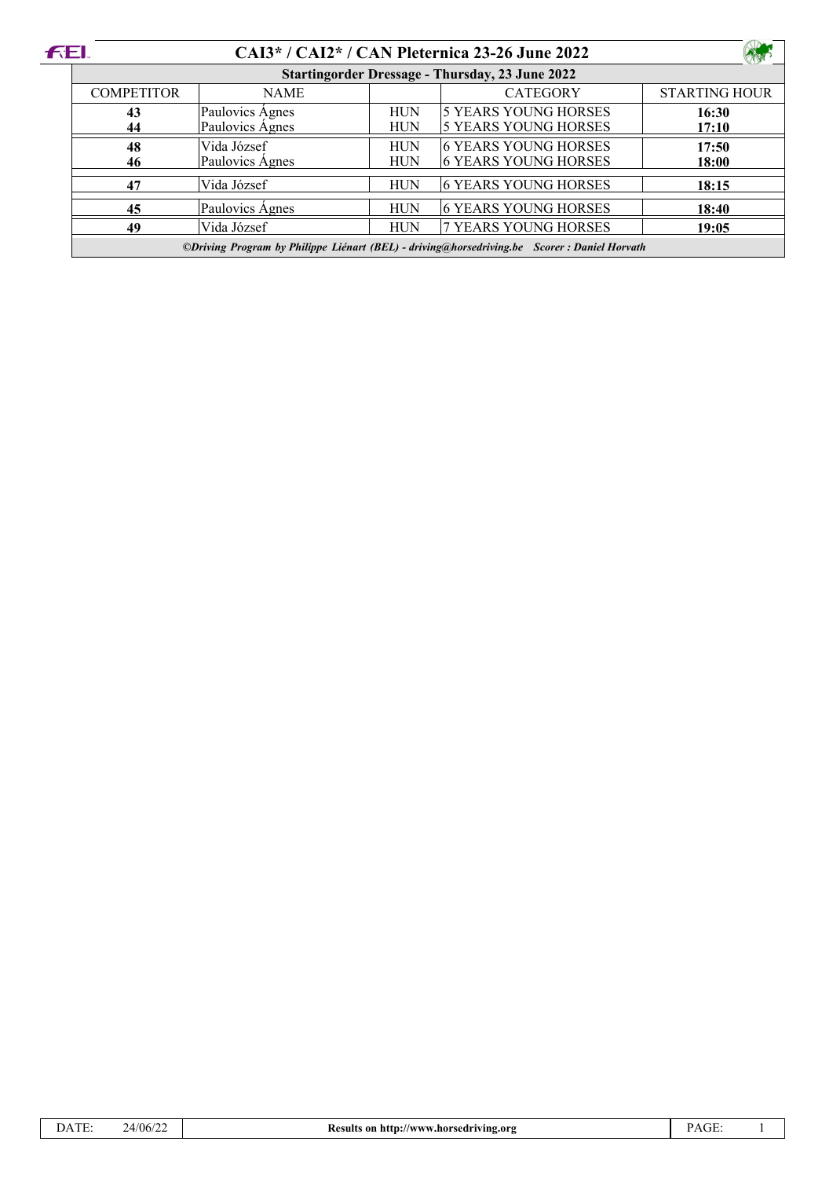# CAI3* / CAI2* / CAN Pleternica 23-26 June 2022

## Startingorder Dressage - Thursday, 23 June 2022

| COMPETITOR | NAME | | CATEGORY | STARTING HOUR |
|---|---|---|---|---|
| **43** | Paulovics Ágnes | HUN | 5 YEARS YOUNG HORSES | **16:30** |
| **44** | Paulovics Ágnes | HUN | 5 YEARS YOUNG HORSES | **17:10** |
| **48** | Vida József | HUN | 6 YEARS YOUNG HORSES | **17:50** |
| **46** | Paulovics Ágnes | HUN | 6 YEARS YOUNG HORSES | **18:00** |
| **47** | Vida József | HUN | 6 YEARS YOUNG HORSES | **18:15** |
| **45** | Paulovics Ágnes | HUN | 6 YEARS YOUNG HORSES | **18:40** |
| **49** | Vida József | HUN | 7 YEARS YOUNG HORSES | **19:05** |

***©Driving Program by Philippe Liénart (BEL) - driving@horsedriving.be Scorer : Daniel Horvath***

DATE: 24/06/22 — **Results on http://www.horsedriving.org**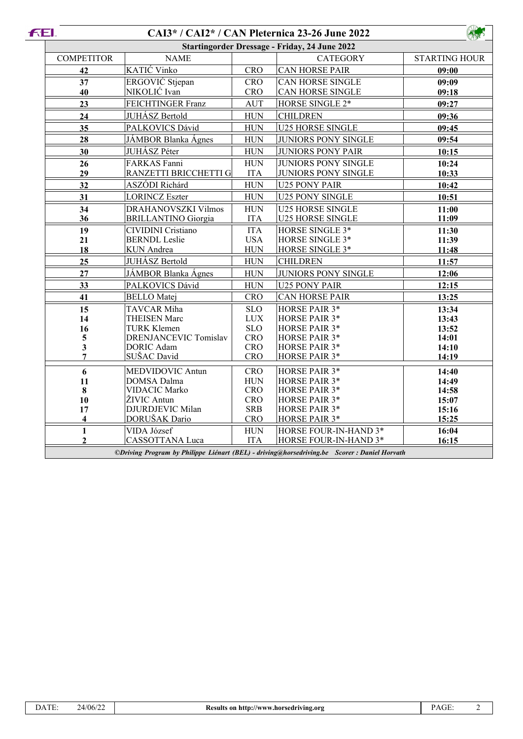# CAI3* / CAI2* / CAN Pleternica 23-26 June 2022

## Startingorder Dressage - Friday, 24 June 2022

| COMPETITOR | NAME | | CATEGORY | STARTING HOUR |
|---|---|---|---|---|
| **42** | KATIĆ Vinko | CRO | CAN HORSE PAIR | **09:00** |
| **37** | ERGOVIĆ Stjepan | CRO | CAN HORSE SINGLE | **09:09** |
| **40** | NIKOLIĆ Ivan | CRO | CAN HORSE SINGLE | **09:18** |
| **23** | FEICHTINGER Franz | AUT | HORSE SINGLE 2* | **09:27** |
| **24** | JUHÁSZ Bertold | HUN | CHILDREN | **09:36** |
| **35** | PALKOVICS Dávid | HUN | U25 HORSE SINGLE | **09:45** |
| **28** | JÁMBOR Blanka Ágnes | HUN | JUNIORS PONY SINGLE | **09:54** |
| **30** | JUHÁSZ Péter | HUN | JUNIORS PONY PAIR | **10:15** |
| **26** | FARKAS Fanni | HUN | JUNIORS PONY SINGLE | **10:24** |
| **29** | RANZETTI BRICCHETTI G | ITA | JUNIORS PONY SINGLE | **10:33** |
| **32** | ASZÓDI Richárd | HUN | U25 PONY PAIR | **10:42** |
| **31** | LORINCZ Eszter | HUN | U25 PONY SINGLE | **10:51** |
| **34** | DRAHANOVSZKI Vilmos | HUN | U25 HORSE SINGLE | **11:00** |
| **36** | BRILLANTINO Giorgia | ITA | U25 HORSE SINGLE | **11:09** |
| **19** | CIVIDINI Cristiano | ITA | HORSE SINGLE 3* | **11:30** |
| **21** | BERNDL Leslie | USA | HORSE SINGLE 3* | **11:39** |
| **18** | KUN Andrea | HUN | HORSE SINGLE 3* | **11:48** |
| **25** | JUHÁSZ Bertold | HUN | CHILDREN | **11:57** |
| **27** | JÁMBOR Blanka Ágnes | HUN | JUNIORS PONY SINGLE | **12:06** |
| **33** | PALKOVICS Dávid | HUN | U25 PONY PAIR | **12:15** |
| **41** | BELLO Matej | CRO | CAN HORSE PAIR | **13:25** |
| **15** | TAVCAR Miha | SLO | HORSE PAIR 3* | **13:34** |
| **14** | THEISEN Marc | LUX | HORSE PAIR 3* | **13:43** |
| **16** | TURK Klemen | SLO | HORSE PAIR 3* | **13:52** |
| **5** | DRENJANCEVIC Tomislav | CRO | HORSE PAIR 3* | **14:01** |
| **3** | DORIC Adam | CRO | HORSE PAIR 3* | **14:10** |
| **7** | SUŠAC David | CRO | HORSE PAIR 3* | **14:19** |
| **6** | MEDVIDOVIC Antun | CRO | HORSE PAIR 3* | **14:40** |
| **11** | DOMSA Dalma | HUN | HORSE PAIR 3* | **14:49** |
| **8** | VIDACIC Marko | CRO | HORSE PAIR 3* | **14:58** |
| **10** | ŽIVIC Antun | CRO | HORSE PAIR 3* | **15:07** |
| **17** | DJURDJEVIC Milan | SRB | HORSE PAIR 3* | **15:16** |
| **4** | DORUŠAK Dario | CRO | HORSE PAIR 3* | **15:25** |
| **1** | VIDA József | HUN | HORSE FOUR-IN-HAND 3* | **16:04** |
| **2** | CASSOTTANA Luca | ITA | HORSE FOUR-IN-HAND 3* | **16:15** |

***©Driving Program by Philippe Liénart (BEL) - driving@horsedriving.be   Scorer : Daniel Horvath***

DATE: 24/06/22 | **Results on http://www.horsedriving.org**